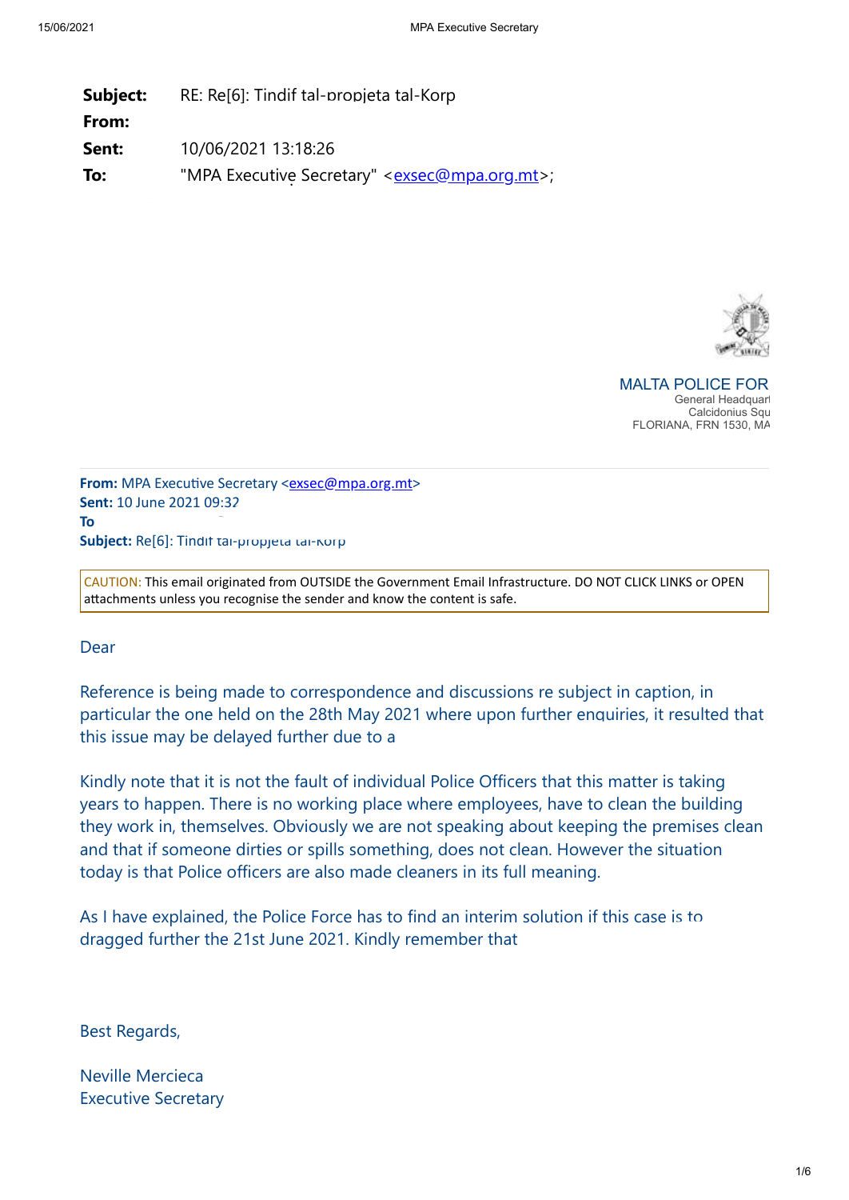| | |
|---|---|
| **Subject:** | RE: Re[6]: Tindif tal-propjeta tal-Korp |
| **From:** | |
| **Sent:** | 10/06/2021 13:18:26 |
| **To:** | "MPA Executive Secretary" <exsec@mpa.org.mt>; |

MALTA POLICE FOR
General Headquart
Calcidonius Squ
FLORIANA, FRN 1530, MA

**From:** MPA Executive Secretary <exsec@mpa.org.mt>
**Sent:** 10 June 2021 09:32
**To**
**Subject:** Re[6]: Tindif tal-propjeta tal-Korp

CAUTION: This email originated from OUTSIDE the Government Email Infrastructure. DO NOT CLICK LINKS or OPEN attachments unless you recognise the sender and know the content is safe.

Dear

Reference is being made to correspondence and discussions re subject in caption, in particular the one held on the 28th May 2021 where upon further enquiries, it resulted that this issue may be delayed further due to a

Kindly note that it is not the fault of individual Police Officers that this matter is taking years to happen. There is no working place where employees, have to clean the building they work in, themselves. Obviously we are not speaking about keeping the premises clean and that if someone dirties or spills something, does not clean. However the situation today is that Police officers are also made cleaners in its full meaning.

As I have explained, the Police Force has to find an interim solution if this case is to dragged further the 21st June 2021. Kindly remember that

Best Regards,

Neville Mercieca
Executive Secretary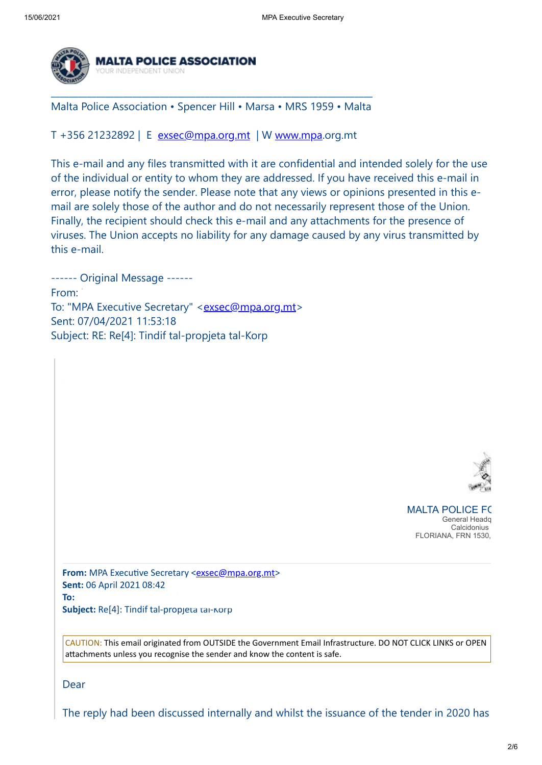**MALTA POLICE ASSOCIATION**
YOUR INDEPENDENT UNION

---

Malta Police Association • Spencer Hill • Marsa • MRS 1959 • Malta

T +356 21232892 | E exsec@mpa.org.mt | W www.mpa.org.mt

This e-mail and any files transmitted with it are confidential and intended solely for the use of the individual or entity to whom they are addressed. If you have received this e-mail in error, please notify the sender. Please note that any views or opinions presented in this e-mail are solely those of the author and do not necessarily represent those of the Union. Finally, the recipient should check this e-mail and any attachments for the presence of viruses. The Union accepts no liability for any damage caused by any virus transmitted by this e-mail.

------ Original Message ------
From:
To: "MPA Executive Secretary" <exsec@mpa.org.mt>
Sent: 07/04/2021 11:53:18
Subject: RE: Re[4]: Tindif tal-propjeta tal-Korp

MALTA POLICE FC
General Headq
Calcidonius
FLORIANA, FRN 1530,

**From:** MPA Executive Secretary <exsec@mpa.org.mt>
**Sent:** 06 April 2021 08:42
**To:**
**Subject:** Re[4]: Tindif tal-propjeta tal-Korp

CAUTION: This email originated from OUTSIDE the Government Email Infrastructure. DO NOT CLICK LINKS or OPEN attachments unless you recognise the sender and know the content is safe.

Dear

The reply had been discussed internally and whilst the issuance of the tender in 2020 has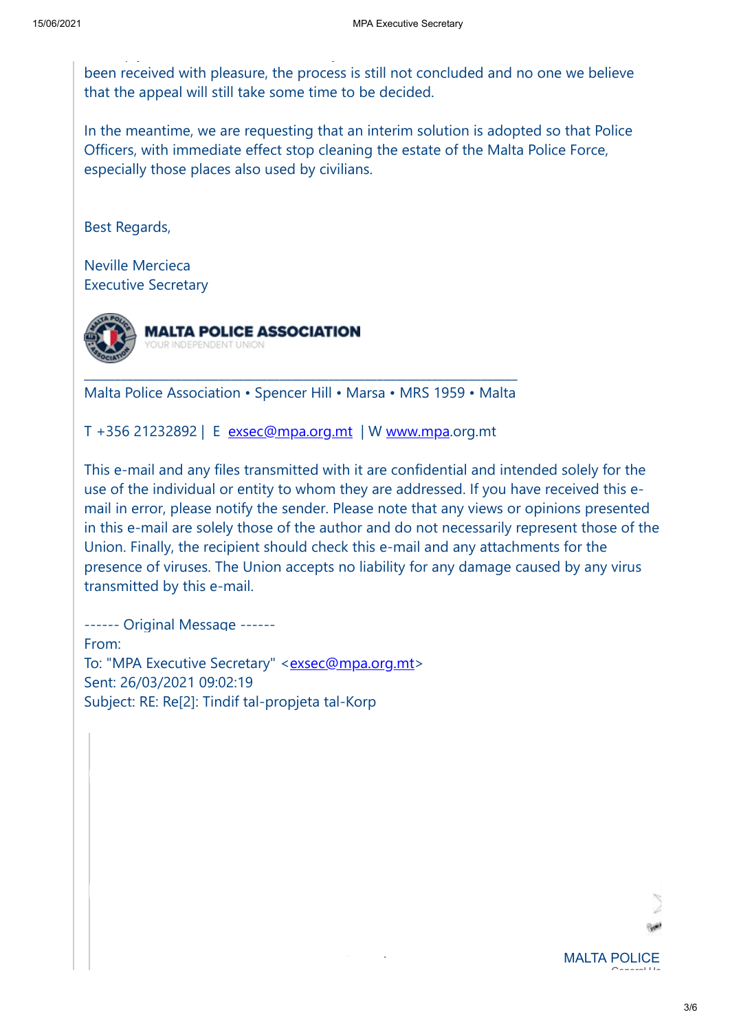been received with pleasure, the process is still not concluded and no one we believe that the appeal will still take some time to be decided.

In the meantime, we are requesting that an interim solution is adopted so that Police Officers, with immediate effect stop cleaning the estate of the Malta Police Force, especially those places also used by civilians.

Best Regards,

Neville Mercieca
Executive Secretary

**MALTA POLICE ASSOCIATION**
YOUR INDEPENDENT UNION

---

Malta Police Association • Spencer Hill • Marsa • MRS 1959 • Malta

T +356 21232892 | E exsec@mpa.org.mt | W www.mpa.org.mt

This e-mail and any files transmitted with it are confidential and intended solely for the use of the individual or entity to whom they are addressed. If you have received this e-mail in error, please notify the sender. Please note that any views or opinions presented in this e-mail are solely those of the author and do not necessarily represent those of the Union. Finally, the recipient should check this e-mail and any attachments for the presence of viruses. The Union accepts no liability for any damage caused by any virus transmitted by this e-mail.

------ Original Message ------
From:
To: "MPA Executive Secretary" <exsec@mpa.org.mt>
Sent: 26/03/2021 09:02:19
Subject: RE: Re[2]: Tindif tal-propjeta tal-Korp

MALTA POLICE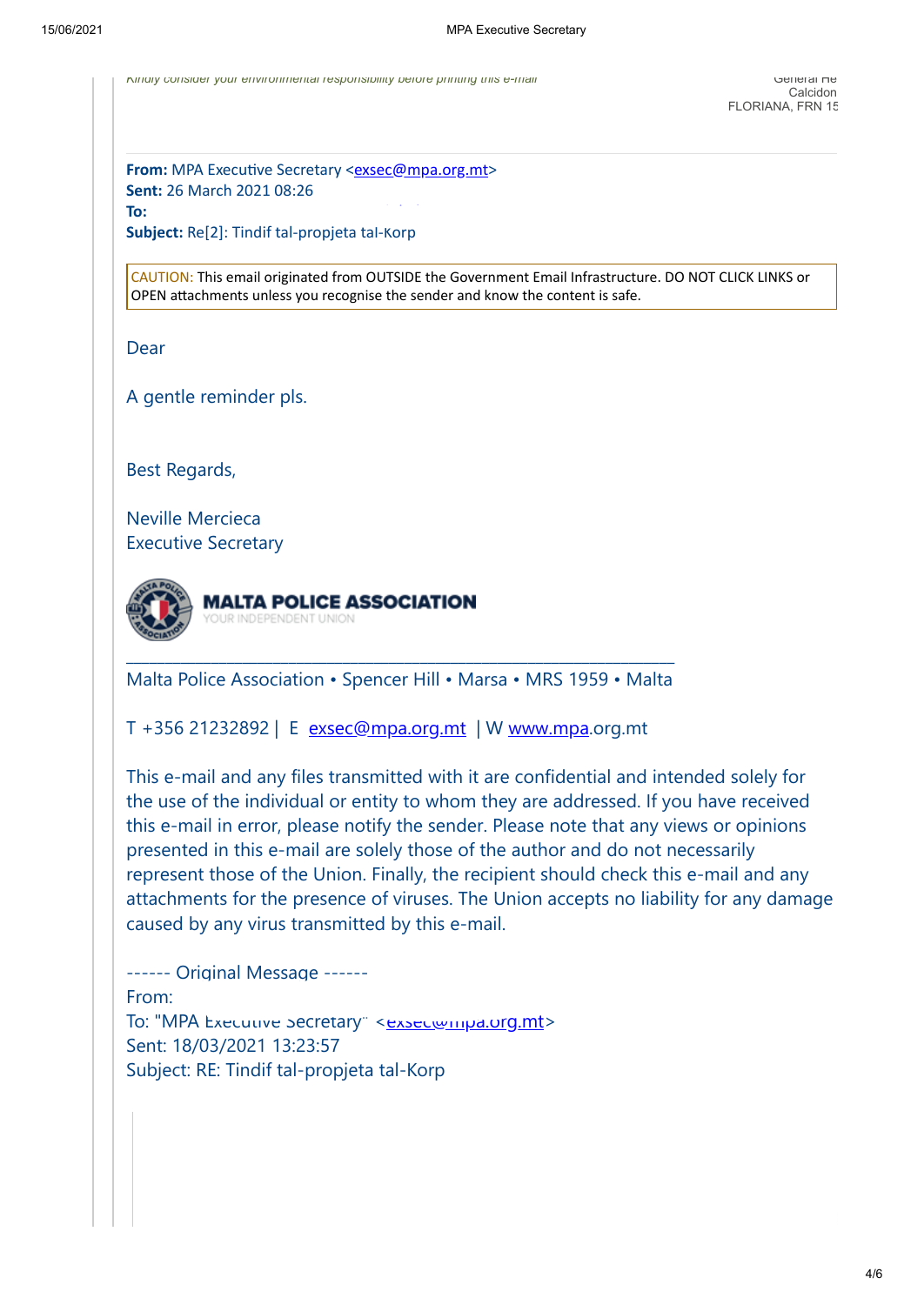*Kindly consider your environmental responsibility before printing this e-mail*

General He
Calcidon
FLORIANA, FRN 15

**From:** MPA Executive Secretary <exsec@mpa.org.mt>
**Sent:** 26 March 2021 08:26
**To:**
**Subject:** Re[2]: Tindif tal-propjeta tal-Korp

CAUTION: This email originated from OUTSIDE the Government Email Infrastructure. DO NOT CLICK LINKS or OPEN attachments unless you recognise the sender and know the content is safe.

Dear

A gentle reminder pls.

Best Regards,

Neville Mercieca
Executive Secretary

MALTA POLICE ASSOCIATION
YOUR INDEPENDENT UNION

---

Malta Police Association • Spencer Hill • Marsa • MRS 1959 • Malta

T +356 21232892 | E exsec@mpa.org.mt | W www.mpa.org.mt

This e-mail and any files transmitted with it are confidential and intended solely for the use of the individual or entity to whom they are addressed. If you have received this e-mail in error, please notify the sender. Please note that any views or opinions presented in this e-mail are solely those of the author and do not necessarily represent those of the Union. Finally, the recipient should check this e-mail and any attachments for the presence of viruses. The Union accepts no liability for any damage caused by any virus transmitted by this e-mail.

------ Original Message ------
From:
To: "MPA Executive Secretary" <exsec@mpa.org.mt>
Sent: 18/03/2021 13:23:57
Subject: RE: Tindif tal-propjeta tal-Korp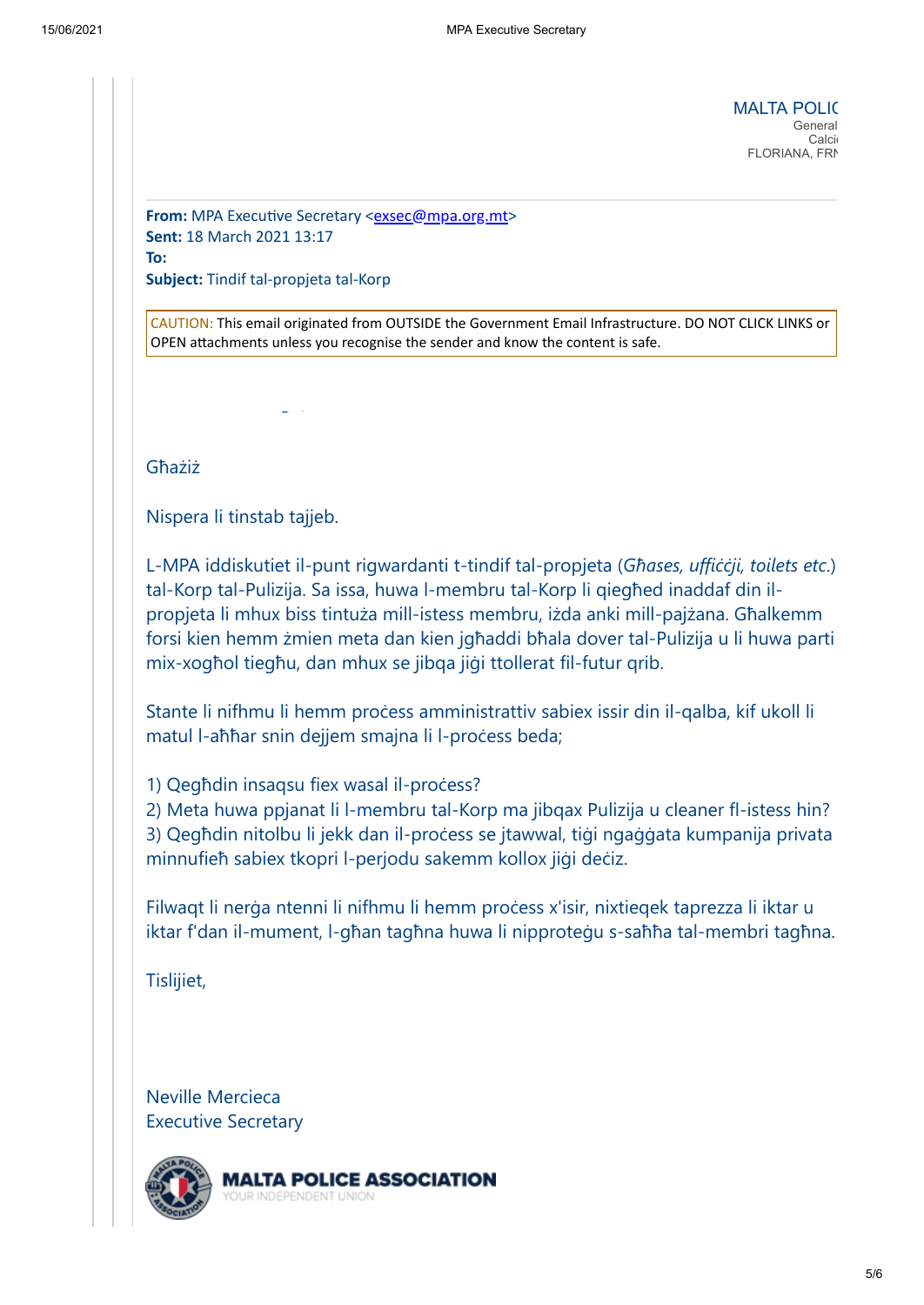MALTA POLIC
General
Calci
FLORIANA, FRN

**From:** MPA Executive Secretary <exsec@mpa.org.mt>
**Sent:** 18 March 2021 13:17
**To:**
**Subject:** Tindif tal-propjeta tal-Korp

CAUTION: This email originated from OUTSIDE the Government Email Infrastructure. DO NOT CLICK LINKS or OPEN attachments unless you recognise the sender and know the content is safe.

Għażiż

Nispera li tinstab tajjeb.

L-MPA iddiskutiet il-punt rigwardanti t-tindif tal-propjeta (*Għases, uffiċċji, toilets etc.*) tal-Korp tal-Pulizija. Sa issa, huwa l-membru tal-Korp li qiegħed inaddaf din il-propjeta li mhux biss tintuża mill-istess membru, iżda anki mill-pajżana. Għalkemm forsi kien hemm żmien meta dan kien jgħaddi bħala dover tal-Pulizija u li huwa parti mix-xogħol tiegħu, dan mhux se jibqa jiġi ttollerat fil-futur qrib.

Stante li nifhmu li hemm proċess amministrattiv sabiex issir din il-qalba, kif ukoll li matul l-aħħar snin dejjem smajna li l-proċess beda;

1) Qegħdin insaqsu fiex wasal il-proċess?
2) Meta huwa ppjanat li l-membru tal-Korp ma jibqax Pulizija u cleaner fl-istess hin?
3) Qegħdin nitolbu li jekk dan il-proċess se jtawwal, tiġi ngaġġata kumpanija privata minnufieħ sabiex tkopri l-perjodu sakemm kollox jiġi deċiz.

Filwaqt li nerġa ntenni li nifhmu li hemm proċess x'isir, nixtieqek taprezza li iktar u iktar f'dan il-mument, l-għan tagħna huwa li nipproteġu s-saħħa tal-membri tagħna.

Tislijiet,

Neville Mercieca
Executive Secretary

MALTA POLICE ASSOCIATION
YOUR INDEPENDENT UNION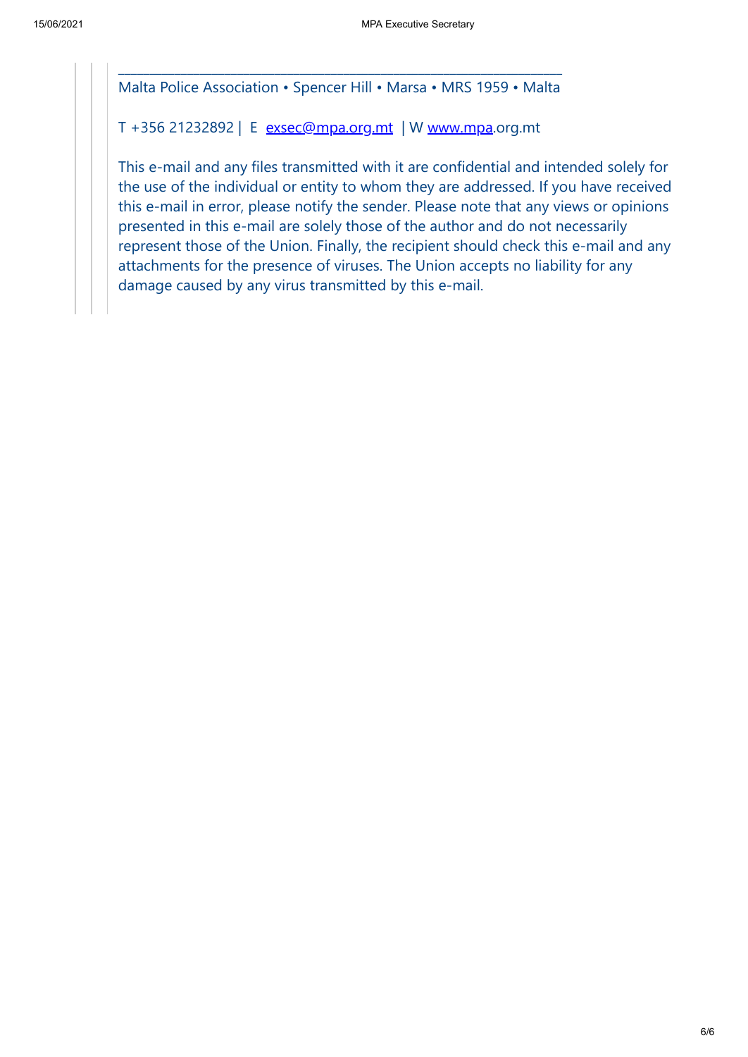---

Malta Police Association • Spencer Hill • Marsa • MRS 1959 • Malta

T +356 21232892 | E exsec@mpa.org.mt | W www.mpa.org.mt

This e-mail and any files transmitted with it are confidential and intended solely for the use of the individual or entity to whom they are addressed. If you have received this e-mail in error, please notify the sender. Please note that any views or opinions presented in this e-mail are solely those of the author and do not necessarily represent those of the Union. Finally, the recipient should check this e-mail and any attachments for the presence of viruses. The Union accepts no liability for any damage caused by any virus transmitted by this e-mail.